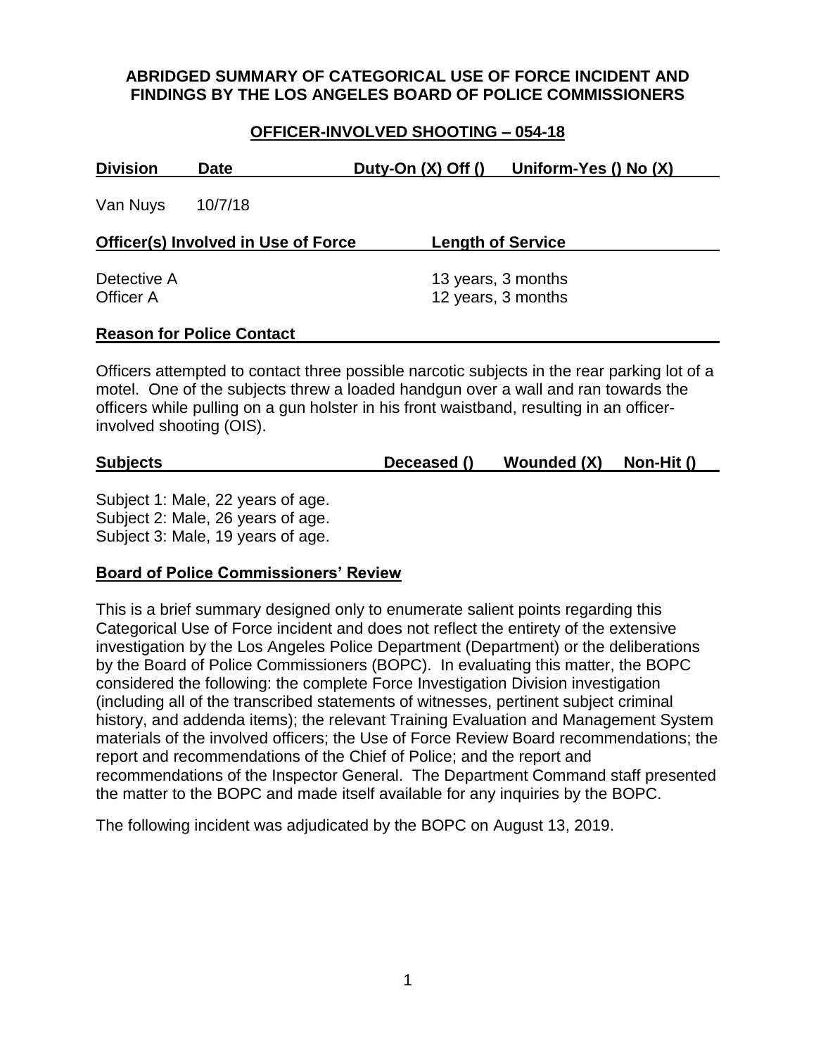**ABRIDGED SUMMARY OF CATEGORICAL USE OF FORCE INCIDENT AND FINDINGS BY THE LOS ANGELES BOARD OF POLICE COMMISSIONERS**

**OFFICER-INVOLVED SHOOTING – 054-18**

| Division | Date | Duty-On (X) Off () | Uniform-Yes () No (X) |
|---|---|---|---|
| Van Nuys | 10/7/18 | | |

| Officer(s) Involved in Use of Force | Length of Service |
|---|---|
| Detective A | 13 years, 3 months |
| Officer A | 12 years, 3 months |

**Reason for Police Contact**

Officers attempted to contact three possible narcotic subjects in the rear parking lot of a motel. One of the subjects threw a loaded handgun over a wall and ran towards the officers while pulling on a gun holster in his front waistband, resulting in an officer-involved shooting (OIS).

| Subjects | Deceased () | Wounded (X) | Non-Hit () |
|---|---|---|---|

Subject 1: Male, 22 years of age.
Subject 2: Male, 26 years of age.
Subject 3: Male, 19 years of age.

**Board of Police Commissioners' Review**

This is a brief summary designed only to enumerate salient points regarding this Categorical Use of Force incident and does not reflect the entirety of the extensive investigation by the Los Angeles Police Department (Department) or the deliberations by the Board of Police Commissioners (BOPC). In evaluating this matter, the BOPC considered the following: the complete Force Investigation Division investigation (including all of the transcribed statements of witnesses, pertinent subject criminal history, and addenda items); the relevant Training Evaluation and Management System materials of the involved officers; the Use of Force Review Board recommendations; the report and recommendations of the Chief of Police; and the report and recommendations of the Inspector General. The Department Command staff presented the matter to the BOPC and made itself available for any inquiries by the BOPC.

The following incident was adjudicated by the BOPC on August 13, 2019.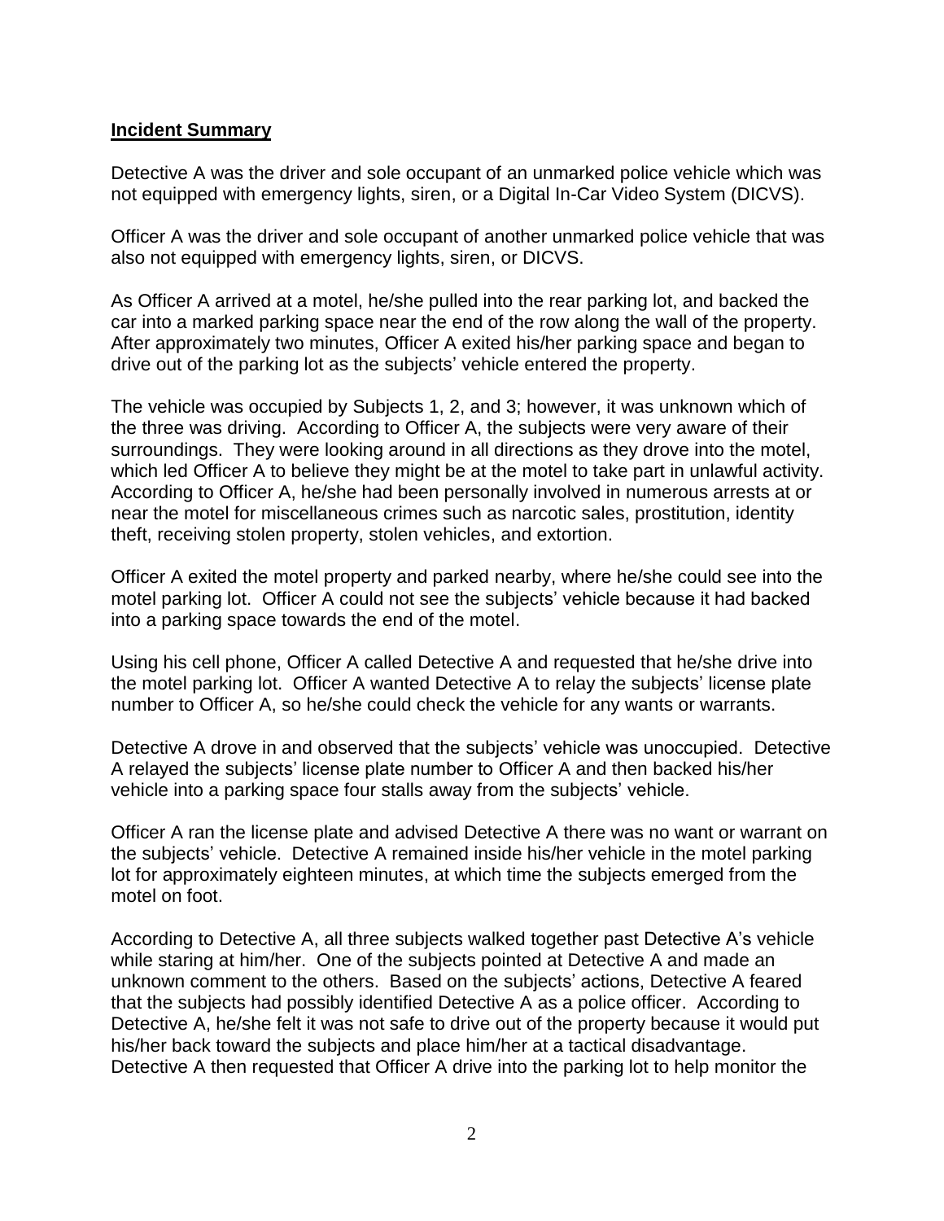**Incident Summary**

Detective A was the driver and sole occupant of an unmarked police vehicle which was not equipped with emergency lights, siren, or a Digital In-Car Video System (DICVS).

Officer A was the driver and sole occupant of another unmarked police vehicle that was also not equipped with emergency lights, siren, or DICVS.

As Officer A arrived at a motel, he/she pulled into the rear parking lot, and backed the car into a marked parking space near the end of the row along the wall of the property. After approximately two minutes, Officer A exited his/her parking space and began to drive out of the parking lot as the subjects' vehicle entered the property.

The vehicle was occupied by Subjects 1, 2, and 3; however, it was unknown which of the three was driving. According to Officer A, the subjects were very aware of their surroundings. They were looking around in all directions as they drove into the motel, which led Officer A to believe they might be at the motel to take part in unlawful activity. According to Officer A, he/she had been personally involved in numerous arrests at or near the motel for miscellaneous crimes such as narcotic sales, prostitution, identity theft, receiving stolen property, stolen vehicles, and extortion.

Officer A exited the motel property and parked nearby, where he/she could see into the motel parking lot. Officer A could not see the subjects' vehicle because it had backed into a parking space towards the end of the motel.

Using his cell phone, Officer A called Detective A and requested that he/she drive into the motel parking lot. Officer A wanted Detective A to relay the subjects' license plate number to Officer A, so he/she could check the vehicle for any wants or warrants.

Detective A drove in and observed that the subjects' vehicle was unoccupied. Detective A relayed the subjects' license plate number to Officer A and then backed his/her vehicle into a parking space four stalls away from the subjects' vehicle.

Officer A ran the license plate and advised Detective A there was no want or warrant on the subjects' vehicle. Detective A remained inside his/her vehicle in the motel parking lot for approximately eighteen minutes, at which time the subjects emerged from the motel on foot.

According to Detective A, all three subjects walked together past Detective A's vehicle while staring at him/her. One of the subjects pointed at Detective A and made an unknown comment to the others. Based on the subjects' actions, Detective A feared that the subjects had possibly identified Detective A as a police officer. According to Detective A, he/she felt it was not safe to drive out of the property because it would put his/her back toward the subjects and place him/her at a tactical disadvantage. Detective A then requested that Officer A drive into the parking lot to help monitor the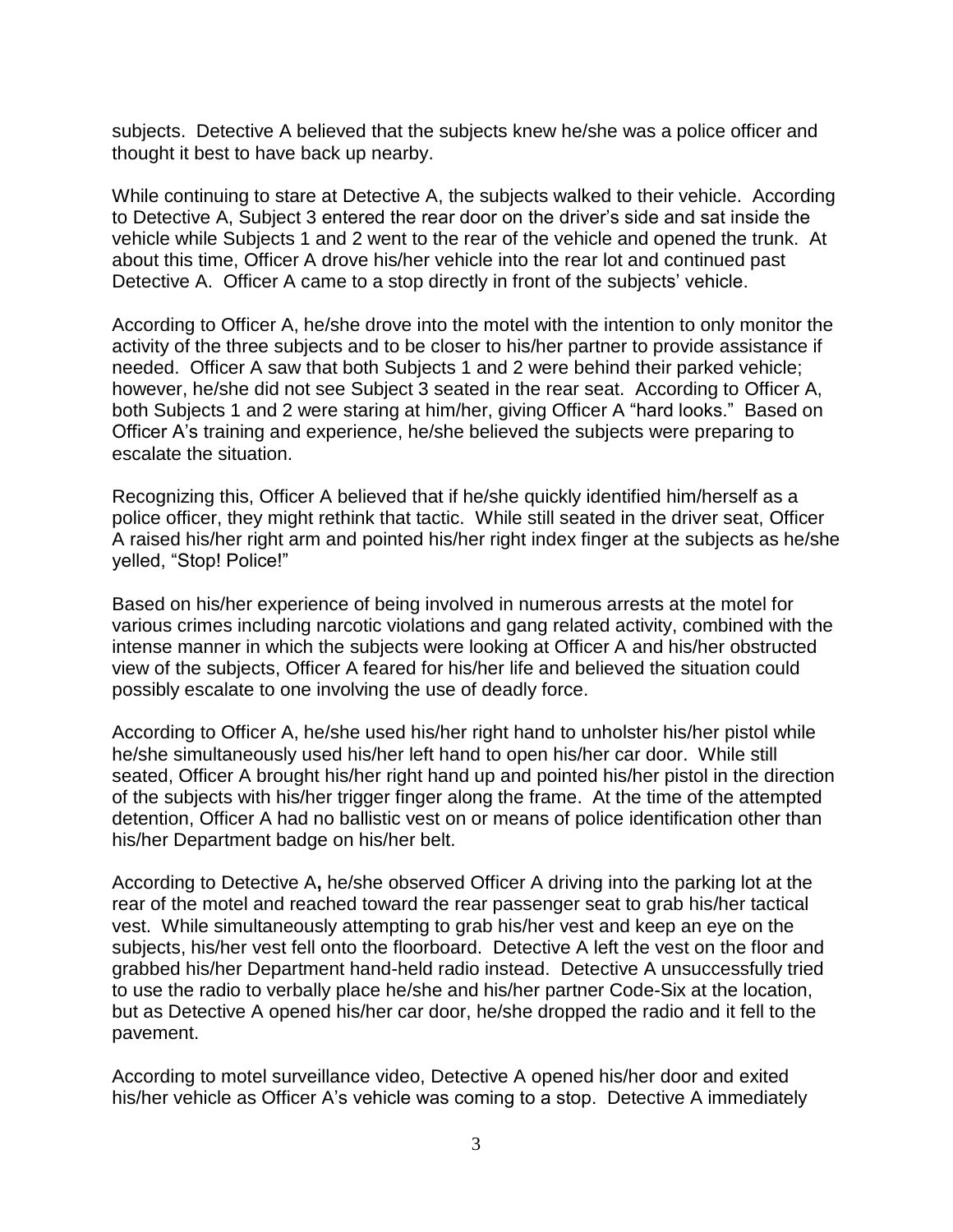subjects. Detective A believed that the subjects knew he/she was a police officer and thought it best to have back up nearby.

While continuing to stare at Detective A, the subjects walked to their vehicle. According to Detective A, Subject 3 entered the rear door on the driver's side and sat inside the vehicle while Subjects 1 and 2 went to the rear of the vehicle and opened the trunk. At about this time, Officer A drove his/her vehicle into the rear lot and continued past Detective A. Officer A came to a stop directly in front of the subjects' vehicle.

According to Officer A, he/she drove into the motel with the intention to only monitor the activity of the three subjects and to be closer to his/her partner to provide assistance if needed. Officer A saw that both Subjects 1 and 2 were behind their parked vehicle; however, he/she did not see Subject 3 seated in the rear seat. According to Officer A, both Subjects 1 and 2 were staring at him/her, giving Officer A "hard looks." Based on Officer A's training and experience, he/she believed the subjects were preparing to escalate the situation.

Recognizing this, Officer A believed that if he/she quickly identified him/herself as a police officer, they might rethink that tactic. While still seated in the driver seat, Officer A raised his/her right arm and pointed his/her right index finger at the subjects as he/she yelled, "Stop! Police!"

Based on his/her experience of being involved in numerous arrests at the motel for various crimes including narcotic violations and gang related activity, combined with the intense manner in which the subjects were looking at Officer A and his/her obstructed view of the subjects, Officer A feared for his/her life and believed the situation could possibly escalate to one involving the use of deadly force.

According to Officer A, he/she used his/her right hand to unholster his/her pistol while he/she simultaneously used his/her left hand to open his/her car door. While still seated, Officer A brought his/her right hand up and pointed his/her pistol in the direction of the subjects with his/her trigger finger along the frame. At the time of the attempted detention, Officer A had no ballistic vest on or means of police identification other than his/her Department badge on his/her belt.

According to Detective A**,** he/she observed Officer A driving into the parking lot at the rear of the motel and reached toward the rear passenger seat to grab his/her tactical vest. While simultaneously attempting to grab his/her vest and keep an eye on the subjects, his/her vest fell onto the floorboard. Detective A left the vest on the floor and grabbed his/her Department hand-held radio instead. Detective A unsuccessfully tried to use the radio to verbally place he/she and his/her partner Code-Six at the location, but as Detective A opened his/her car door, he/she dropped the radio and it fell to the pavement.

According to motel surveillance video, Detective A opened his/her door and exited his/her vehicle as Officer A's vehicle was coming to a stop. Detective A immediately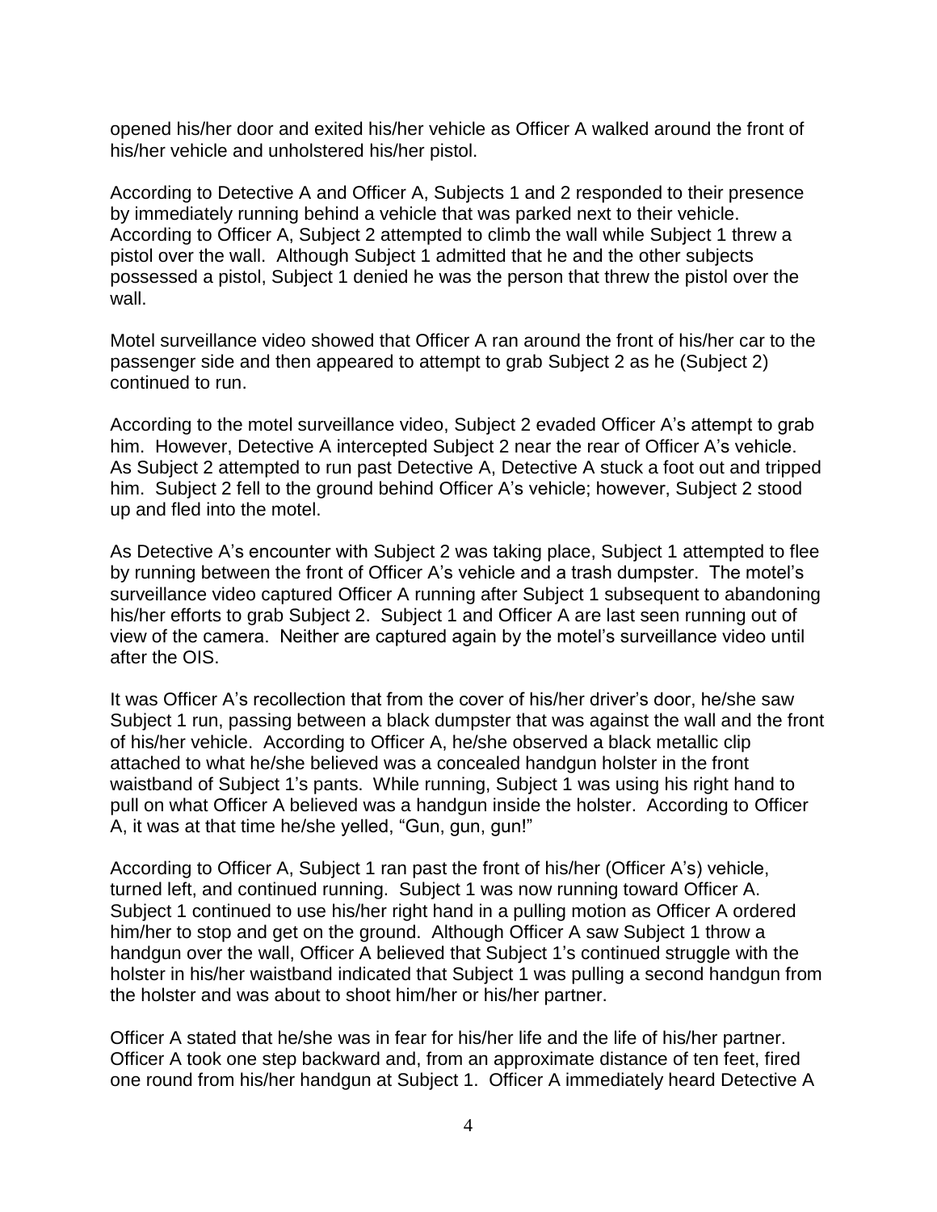opened his/her door and exited his/her vehicle as Officer A walked around the front of his/her vehicle and unholstered his/her pistol.

According to Detective A and Officer A, Subjects 1 and 2 responded to their presence by immediately running behind a vehicle that was parked next to their vehicle. According to Officer A, Subject 2 attempted to climb the wall while Subject 1 threw a pistol over the wall. Although Subject 1 admitted that he and the other subjects possessed a pistol, Subject 1 denied he was the person that threw the pistol over the wall.

Motel surveillance video showed that Officer A ran around the front of his/her car to the passenger side and then appeared to attempt to grab Subject 2 as he (Subject 2) continued to run.

According to the motel surveillance video, Subject 2 evaded Officer A's attempt to grab him. However, Detective A intercepted Subject 2 near the rear of Officer A's vehicle. As Subject 2 attempted to run past Detective A, Detective A stuck a foot out and tripped him. Subject 2 fell to the ground behind Officer A's vehicle; however, Subject 2 stood up and fled into the motel.

As Detective A's encounter with Subject 2 was taking place, Subject 1 attempted to flee by running between the front of Officer A's vehicle and a trash dumpster. The motel's surveillance video captured Officer A running after Subject 1 subsequent to abandoning his/her efforts to grab Subject 2. Subject 1 and Officer A are last seen running out of view of the camera. Neither are captured again by the motel's surveillance video until after the OIS.

It was Officer A's recollection that from the cover of his/her driver's door, he/she saw Subject 1 run, passing between a black dumpster that was against the wall and the front of his/her vehicle. According to Officer A, he/she observed a black metallic clip attached to what he/she believed was a concealed handgun holster in the front waistband of Subject 1's pants. While running, Subject 1 was using his right hand to pull on what Officer A believed was a handgun inside the holster. According to Officer A, it was at that time he/she yelled, "Gun, gun, gun!"

According to Officer A, Subject 1 ran past the front of his/her (Officer A's) vehicle, turned left, and continued running. Subject 1 was now running toward Officer A. Subject 1 continued to use his/her right hand in a pulling motion as Officer A ordered him/her to stop and get on the ground. Although Officer A saw Subject 1 throw a handgun over the wall, Officer A believed that Subject 1's continued struggle with the holster in his/her waistband indicated that Subject 1 was pulling a second handgun from the holster and was about to shoot him/her or his/her partner.

Officer A stated that he/she was in fear for his/her life and the life of his/her partner. Officer A took one step backward and, from an approximate distance of ten feet, fired one round from his/her handgun at Subject 1. Officer A immediately heard Detective A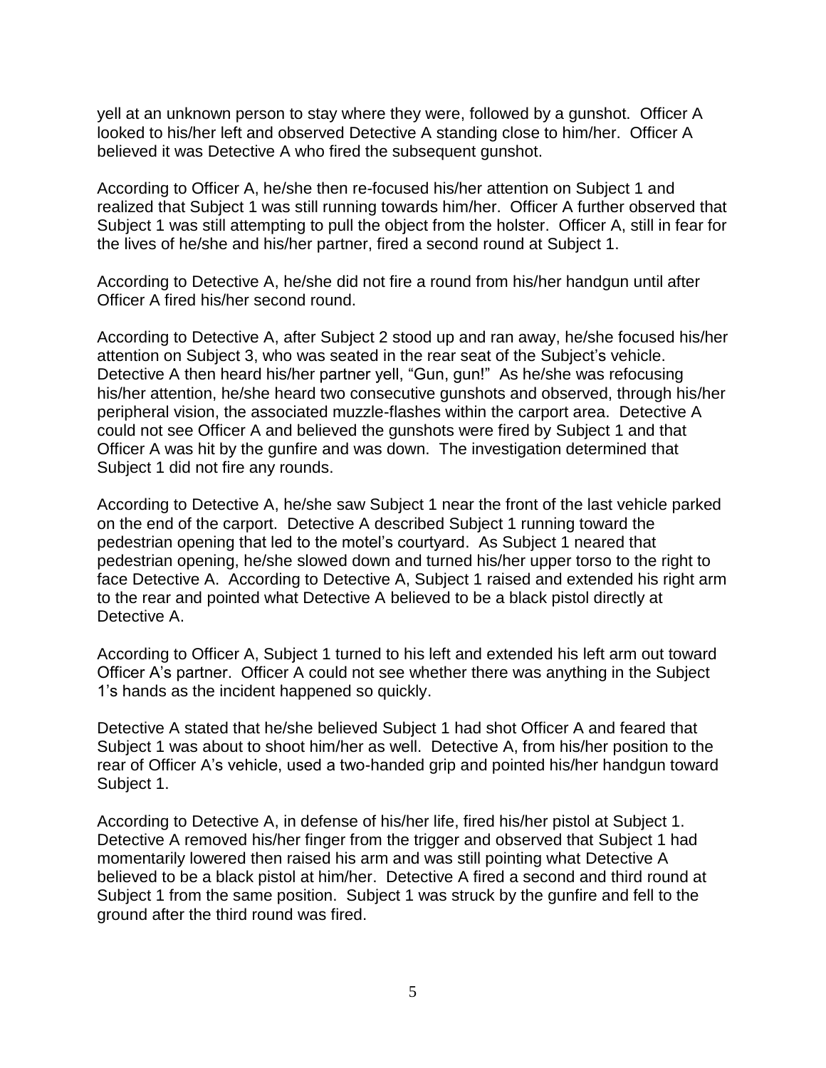yell at an unknown person to stay where they were, followed by a gunshot. Officer A looked to his/her left and observed Detective A standing close to him/her. Officer A believed it was Detective A who fired the subsequent gunshot.

According to Officer A, he/she then re-focused his/her attention on Subject 1 and realized that Subject 1 was still running towards him/her. Officer A further observed that Subject 1 was still attempting to pull the object from the holster. Officer A, still in fear for the lives of he/she and his/her partner, fired a second round at Subject 1.

According to Detective A, he/she did not fire a round from his/her handgun until after Officer A fired his/her second round.

According to Detective A, after Subject 2 stood up and ran away, he/she focused his/her attention on Subject 3, who was seated in the rear seat of the Subject's vehicle. Detective A then heard his/her partner yell, "Gun, gun!" As he/she was refocusing his/her attention, he/she heard two consecutive gunshots and observed, through his/her peripheral vision, the associated muzzle-flashes within the carport area. Detective A could not see Officer A and believed the gunshots were fired by Subject 1 and that Officer A was hit by the gunfire and was down. The investigation determined that Subject 1 did not fire any rounds.

According to Detective A, he/she saw Subject 1 near the front of the last vehicle parked on the end of the carport. Detective A described Subject 1 running toward the pedestrian opening that led to the motel's courtyard. As Subject 1 neared that pedestrian opening, he/she slowed down and turned his/her upper torso to the right to face Detective A. According to Detective A, Subject 1 raised and extended his right arm to the rear and pointed what Detective A believed to be a black pistol directly at Detective A.

According to Officer A, Subject 1 turned to his left and extended his left arm out toward Officer A's partner. Officer A could not see whether there was anything in the Subject 1's hands as the incident happened so quickly.

Detective A stated that he/she believed Subject 1 had shot Officer A and feared that Subject 1 was about to shoot him/her as well. Detective A, from his/her position to the rear of Officer A's vehicle, used a two-handed grip and pointed his/her handgun toward Subject 1.

According to Detective A, in defense of his/her life, fired his/her pistol at Subject 1. Detective A removed his/her finger from the trigger and observed that Subject 1 had momentarily lowered then raised his arm and was still pointing what Detective A believed to be a black pistol at him/her. Detective A fired a second and third round at Subject 1 from the same position. Subject 1 was struck by the gunfire and fell to the ground after the third round was fired.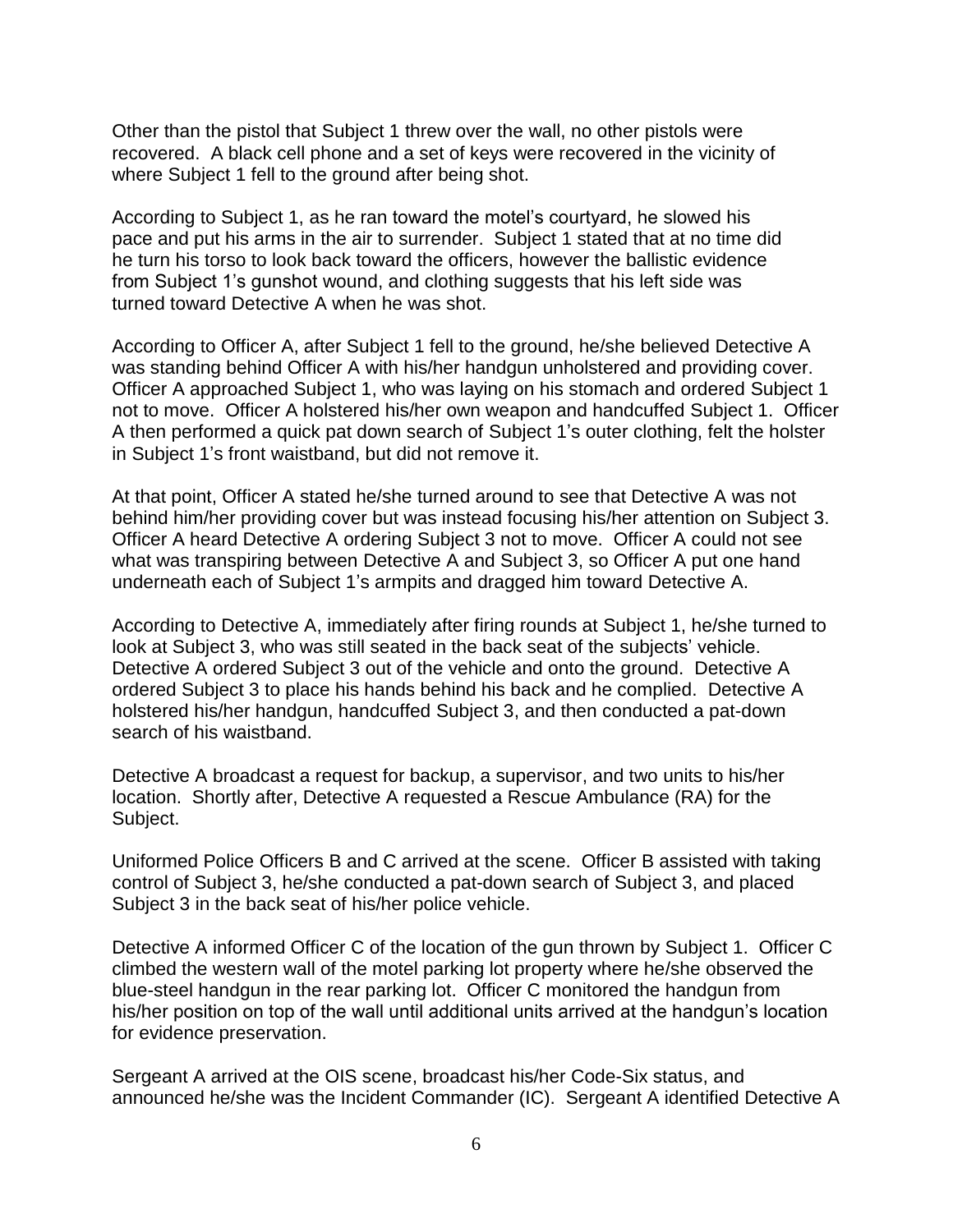Other than the pistol that Subject 1 threw over the wall, no other pistols were recovered. A black cell phone and a set of keys were recovered in the vicinity of where Subject 1 fell to the ground after being shot.

According to Subject 1, as he ran toward the motel's courtyard, he slowed his pace and put his arms in the air to surrender. Subject 1 stated that at no time did he turn his torso to look back toward the officers, however the ballistic evidence from Subject 1's gunshot wound, and clothing suggests that his left side was turned toward Detective A when he was shot.

According to Officer A, after Subject 1 fell to the ground, he/she believed Detective A was standing behind Officer A with his/her handgun unholstered and providing cover. Officer A approached Subject 1, who was laying on his stomach and ordered Subject 1 not to move. Officer A holstered his/her own weapon and handcuffed Subject 1. Officer A then performed a quick pat down search of Subject 1's outer clothing, felt the holster in Subject 1's front waistband, but did not remove it.

At that point, Officer A stated he/she turned around to see that Detective A was not behind him/her providing cover but was instead focusing his/her attention on Subject 3. Officer A heard Detective A ordering Subject 3 not to move. Officer A could not see what was transpiring between Detective A and Subject 3, so Officer A put one hand underneath each of Subject 1's armpits and dragged him toward Detective A.

According to Detective A, immediately after firing rounds at Subject 1, he/she turned to look at Subject 3, who was still seated in the back seat of the subjects' vehicle. Detective A ordered Subject 3 out of the vehicle and onto the ground. Detective A ordered Subject 3 to place his hands behind his back and he complied. Detective A holstered his/her handgun, handcuffed Subject 3, and then conducted a pat-down search of his waistband.

Detective A broadcast a request for backup, a supervisor, and two units to his/her location. Shortly after, Detective A requested a Rescue Ambulance (RA) for the Subject.

Uniformed Police Officers B and C arrived at the scene. Officer B assisted with taking control of Subject 3, he/she conducted a pat-down search of Subject 3, and placed Subject 3 in the back seat of his/her police vehicle.

Detective A informed Officer C of the location of the gun thrown by Subject 1. Officer C climbed the western wall of the motel parking lot property where he/she observed the blue-steel handgun in the rear parking lot. Officer C monitored the handgun from his/her position on top of the wall until additional units arrived at the handgun's location for evidence preservation.

Sergeant A arrived at the OIS scene, broadcast his/her Code-Six status, and announced he/she was the Incident Commander (IC). Sergeant A identified Detective A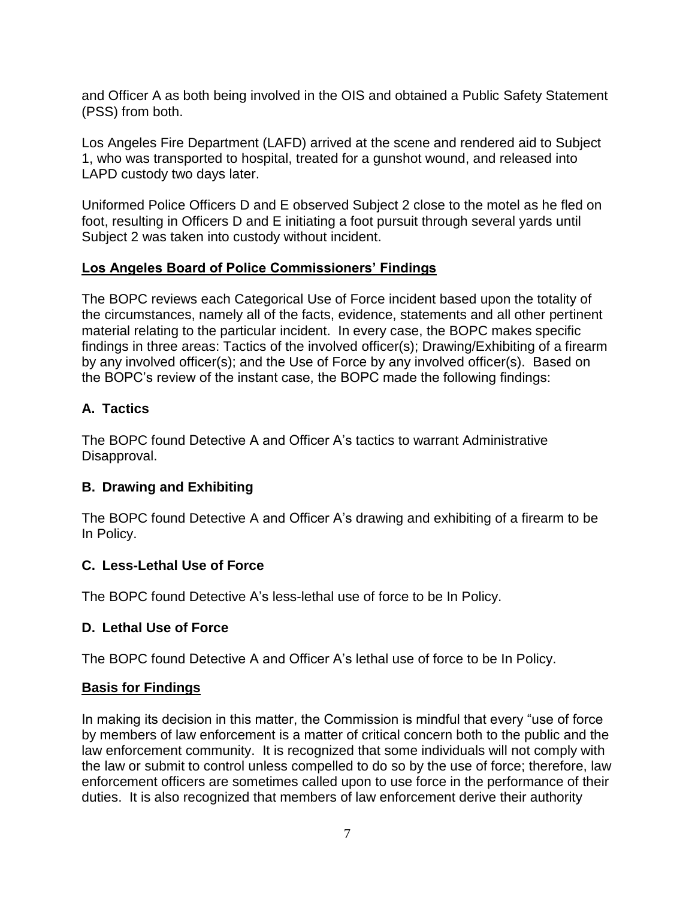and Officer A as both being involved in the OIS and obtained a Public Safety Statement (PSS) from both.

Los Angeles Fire Department (LAFD) arrived at the scene and rendered aid to Subject 1, who was transported to hospital, treated for a gunshot wound, and released into LAPD custody two days later.

Uniformed Police Officers D and E observed Subject 2 close to the motel as he fled on foot, resulting in Officers D and E initiating a foot pursuit through several yards until Subject 2 was taken into custody without incident.

## Los Angeles Board of Police Commissioners' Findings

The BOPC reviews each Categorical Use of Force incident based upon the totality of the circumstances, namely all of the facts, evidence, statements and all other pertinent material relating to the particular incident. In every case, the BOPC makes specific findings in three areas: Tactics of the involved officer(s); Drawing/Exhibiting of a firearm by any involved officer(s); and the Use of Force by any involved officer(s). Based on the BOPC's review of the instant case, the BOPC made the following findings:

### A. Tactics

The BOPC found Detective A and Officer A's tactics to warrant Administrative Disapproval.

### B. Drawing and Exhibiting

The BOPC found Detective A and Officer A's drawing and exhibiting of a firearm to be In Policy.

### C. Less-Lethal Use of Force

The BOPC found Detective A's less-lethal use of force to be In Policy.

### D. Lethal Use of Force

The BOPC found Detective A and Officer A's lethal use of force to be In Policy.

## Basis for Findings

In making its decision in this matter, the Commission is mindful that every "use of force by members of law enforcement is a matter of critical concern both to the public and the law enforcement community. It is recognized that some individuals will not comply with the law or submit to control unless compelled to do so by the use of force; therefore, law enforcement officers are sometimes called upon to use force in the performance of their duties. It is also recognized that members of law enforcement derive their authority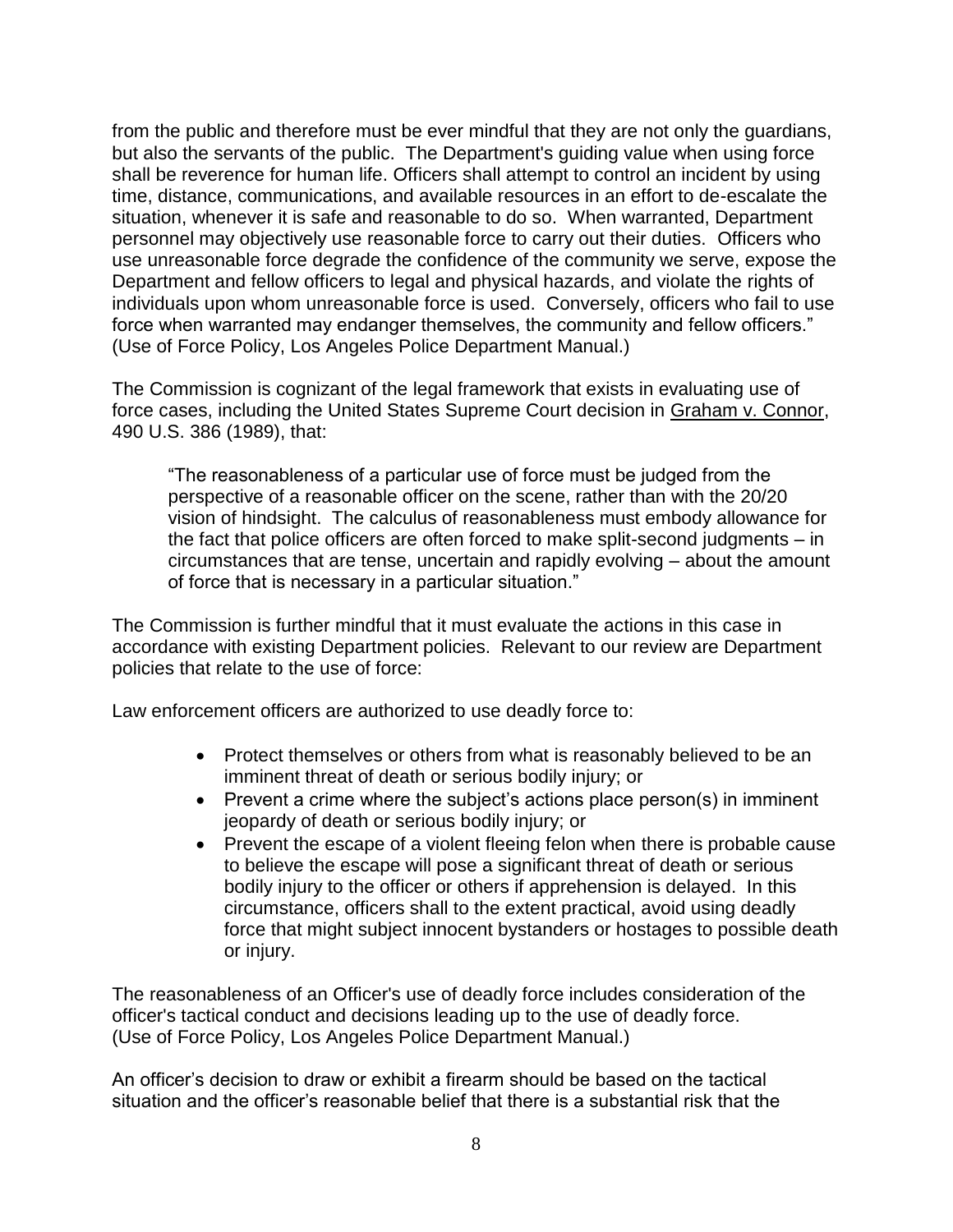from the public and therefore must be ever mindful that they are not only the guardians, but also the servants of the public. The Department's guiding value when using force shall be reverence for human life. Officers shall attempt to control an incident by using time, distance, communications, and available resources in an effort to de-escalate the situation, whenever it is safe and reasonable to do so. When warranted, Department personnel may objectively use reasonable force to carry out their duties. Officers who use unreasonable force degrade the confidence of the community we serve, expose the Department and fellow officers to legal and physical hazards, and violate the rights of individuals upon whom unreasonable force is used. Conversely, officers who fail to use force when warranted may endanger themselves, the community and fellow officers." (Use of Force Policy, Los Angeles Police Department Manual.)

The Commission is cognizant of the legal framework that exists in evaluating use of force cases, including the United States Supreme Court decision in Graham v. Connor, 490 U.S. 386 (1989), that:

> "The reasonableness of a particular use of force must be judged from the perspective of a reasonable officer on the scene, rather than with the 20/20 vision of hindsight. The calculus of reasonableness must embody allowance for the fact that police officers are often forced to make split-second judgments – in circumstances that are tense, uncertain and rapidly evolving – about the amount of force that is necessary in a particular situation."

The Commission is further mindful that it must evaluate the actions in this case in accordance with existing Department policies. Relevant to our review are Department policies that relate to the use of force:

Law enforcement officers are authorized to use deadly force to:

- Protect themselves or others from what is reasonably believed to be an imminent threat of death or serious bodily injury; or
- Prevent a crime where the subject's actions place person(s) in imminent jeopardy of death or serious bodily injury; or
- Prevent the escape of a violent fleeing felon when there is probable cause to believe the escape will pose a significant threat of death or serious bodily injury to the officer or others if apprehension is delayed. In this circumstance, officers shall to the extent practical, avoid using deadly force that might subject innocent bystanders or hostages to possible death or injury.

The reasonableness of an Officer's use of deadly force includes consideration of the officer's tactical conduct and decisions leading up to the use of deadly force. (Use of Force Policy, Los Angeles Police Department Manual.)

An officer's decision to draw or exhibit a firearm should be based on the tactical situation and the officer's reasonable belief that there is a substantial risk that the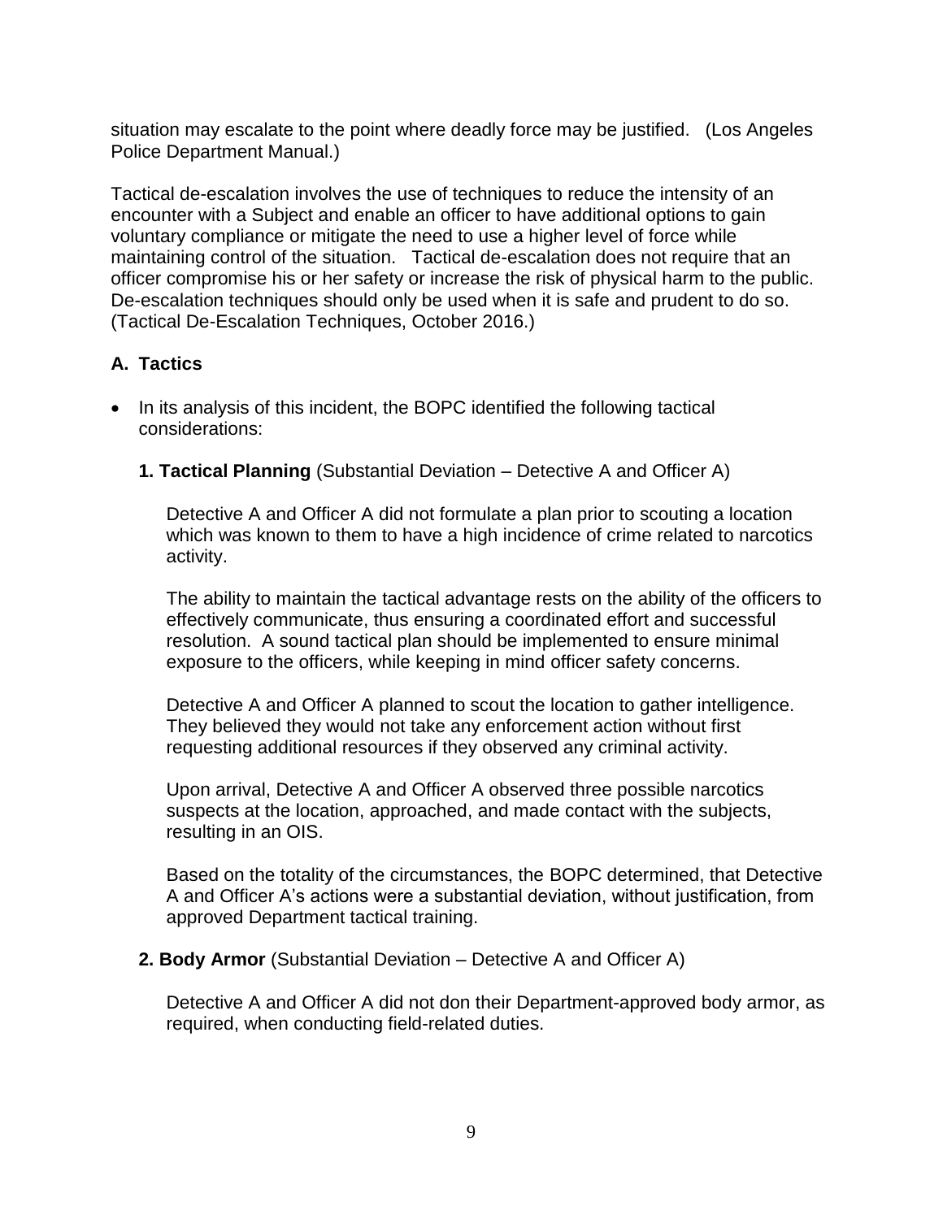situation may escalate to the point where deadly force may be justified. (Los Angeles Police Department Manual.)

Tactical de-escalation involves the use of techniques to reduce the intensity of an encounter with a Subject and enable an officer to have additional options to gain voluntary compliance or mitigate the need to use a higher level of force while maintaining control of the situation. Tactical de-escalation does not require that an officer compromise his or her safety or increase the risk of physical harm to the public. De-escalation techniques should only be used when it is safe and prudent to do so. (Tactical De-Escalation Techniques, October 2016.)

### A. Tactics

- In its analysis of this incident, the BOPC identified the following tactical considerations:

  **1. Tactical Planning** (Substantial Deviation – Detective A and Officer A)

  Detective A and Officer A did not formulate a plan prior to scouting a location which was known to them to have a high incidence of crime related to narcotics activity.

  The ability to maintain the tactical advantage rests on the ability of the officers to effectively communicate, thus ensuring a coordinated effort and successful resolution. A sound tactical plan should be implemented to ensure minimal exposure to the officers, while keeping in mind officer safety concerns.

  Detective A and Officer A planned to scout the location to gather intelligence. They believed they would not take any enforcement action without first requesting additional resources if they observed any criminal activity.

  Upon arrival, Detective A and Officer A observed three possible narcotics suspects at the location, approached, and made contact with the subjects, resulting in an OIS.

  Based on the totality of the circumstances, the BOPC determined, that Detective A and Officer A's actions were a substantial deviation, without justification, from approved Department tactical training.

  **2. Body Armor** (Substantial Deviation – Detective A and Officer A)

  Detective A and Officer A did not don their Department-approved body armor, as required, when conducting field-related duties.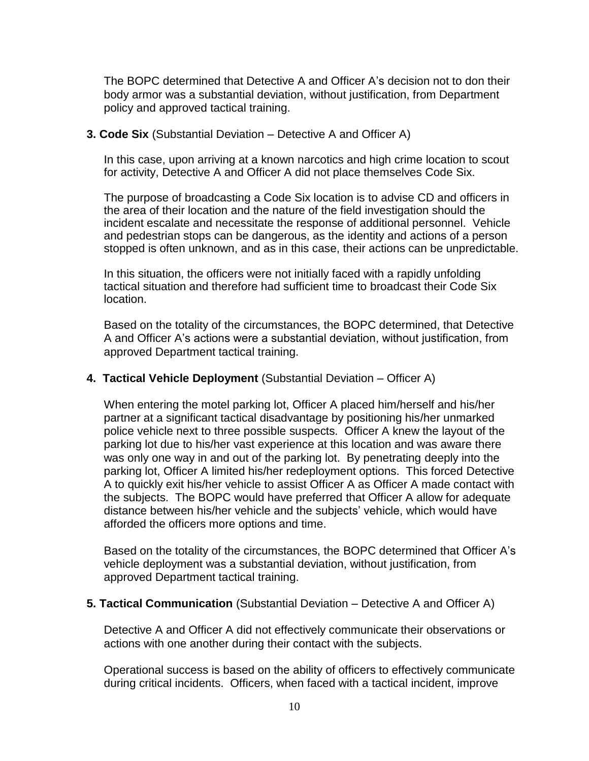The BOPC determined that Detective A and Officer A's decision not to don their body armor was a substantial deviation, without justification, from Department policy and approved tactical training.

**3. Code Six** (Substantial Deviation – Detective A and Officer A)

In this case, upon arriving at a known narcotics and high crime location to scout for activity, Detective A and Officer A did not place themselves Code Six.

The purpose of broadcasting a Code Six location is to advise CD and officers in the area of their location and the nature of the field investigation should the incident escalate and necessitate the response of additional personnel. Vehicle and pedestrian stops can be dangerous, as the identity and actions of a person stopped is often unknown, and as in this case, their actions can be unpredictable.

In this situation, the officers were not initially faced with a rapidly unfolding tactical situation and therefore had sufficient time to broadcast their Code Six location.

Based on the totality of the circumstances, the BOPC determined, that Detective A and Officer A's actions were a substantial deviation, without justification, from approved Department tactical training.

**4. Tactical Vehicle Deployment** (Substantial Deviation – Officer A)

When entering the motel parking lot, Officer A placed him/herself and his/her partner at a significant tactical disadvantage by positioning his/her unmarked police vehicle next to three possible suspects. Officer A knew the layout of the parking lot due to his/her vast experience at this location and was aware there was only one way in and out of the parking lot. By penetrating deeply into the parking lot, Officer A limited his/her redeployment options. This forced Detective A to quickly exit his/her vehicle to assist Officer A as Officer A made contact with the subjects. The BOPC would have preferred that Officer A allow for adequate distance between his/her vehicle and the subjects' vehicle, which would have afforded the officers more options and time.

Based on the totality of the circumstances, the BOPC determined that Officer A's vehicle deployment was a substantial deviation, without justification, from approved Department tactical training.

**5. Tactical Communication** (Substantial Deviation – Detective A and Officer A)

Detective A and Officer A did not effectively communicate their observations or actions with one another during their contact with the subjects.

Operational success is based on the ability of officers to effectively communicate during critical incidents. Officers, when faced with a tactical incident, improve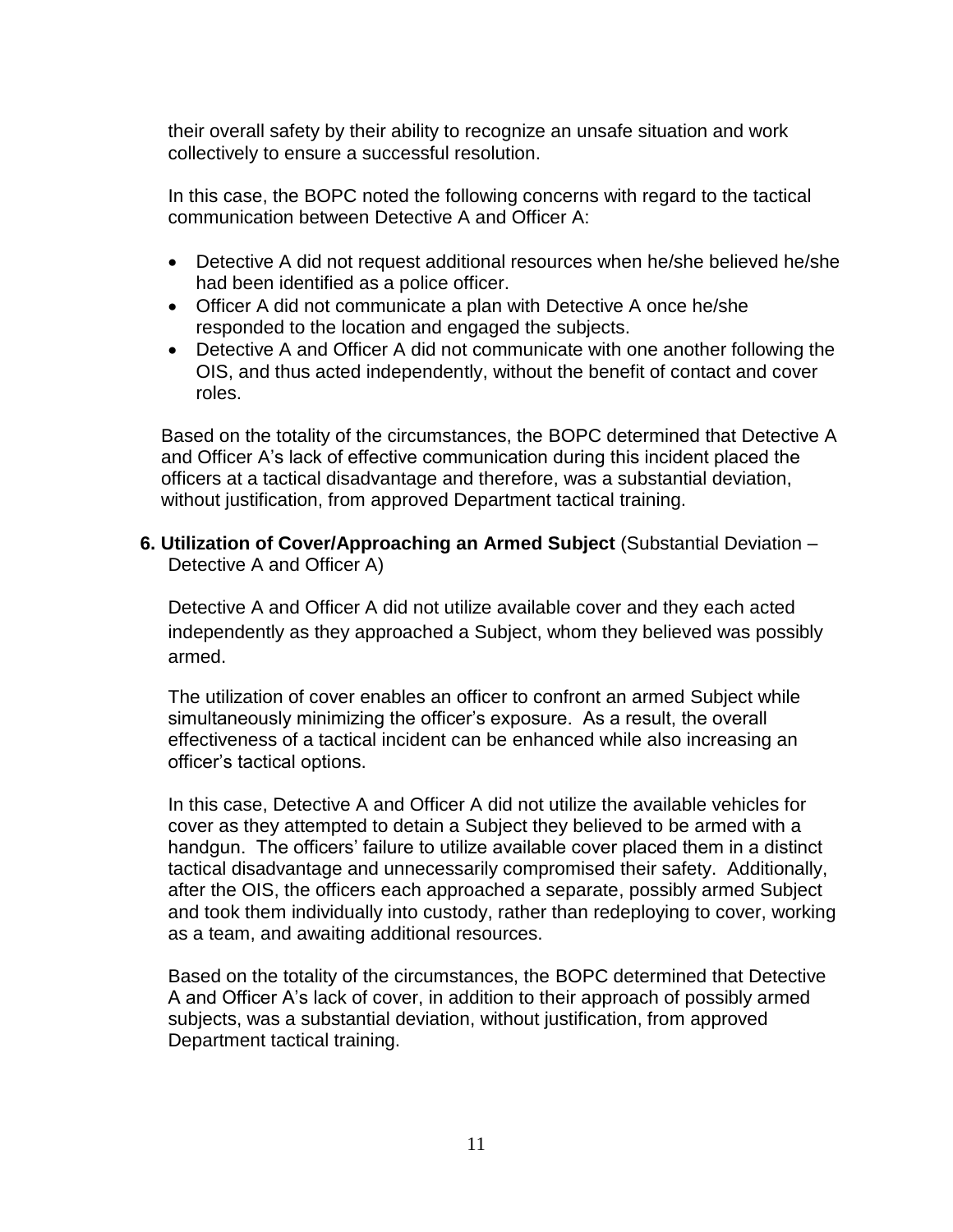their overall safety by their ability to recognize an unsafe situation and work collectively to ensure a successful resolution.

In this case, the BOPC noted the following concerns with regard to the tactical communication between Detective A and Officer A:

- Detective A did not request additional resources when he/she believed he/she had been identified as a police officer.
- Officer A did not communicate a plan with Detective A once he/she responded to the location and engaged the subjects.
- Detective A and Officer A did not communicate with one another following the OIS, and thus acted independently, without the benefit of contact and cover roles.

Based on the totality of the circumstances, the BOPC determined that Detective A and Officer A's lack of effective communication during this incident placed the officers at a tactical disadvantage and therefore, was a substantial deviation, without justification, from approved Department tactical training.

**6. Utilization of Cover/Approaching an Armed Subject** (Substantial Deviation – Detective A and Officer A)

Detective A and Officer A did not utilize available cover and they each acted independently as they approached a Subject, whom they believed was possibly armed.

The utilization of cover enables an officer to confront an armed Subject while simultaneously minimizing the officer's exposure. As a result, the overall effectiveness of a tactical incident can be enhanced while also increasing an officer's tactical options.

In this case, Detective A and Officer A did not utilize the available vehicles for cover as they attempted to detain a Subject they believed to be armed with a handgun. The officers' failure to utilize available cover placed them in a distinct tactical disadvantage and unnecessarily compromised their safety. Additionally, after the OIS, the officers each approached a separate, possibly armed Subject and took them individually into custody, rather than redeploying to cover, working as a team, and awaiting additional resources.

Based on the totality of the circumstances, the BOPC determined that Detective A and Officer A's lack of cover, in addition to their approach of possibly armed subjects, was a substantial deviation, without justification, from approved Department tactical training.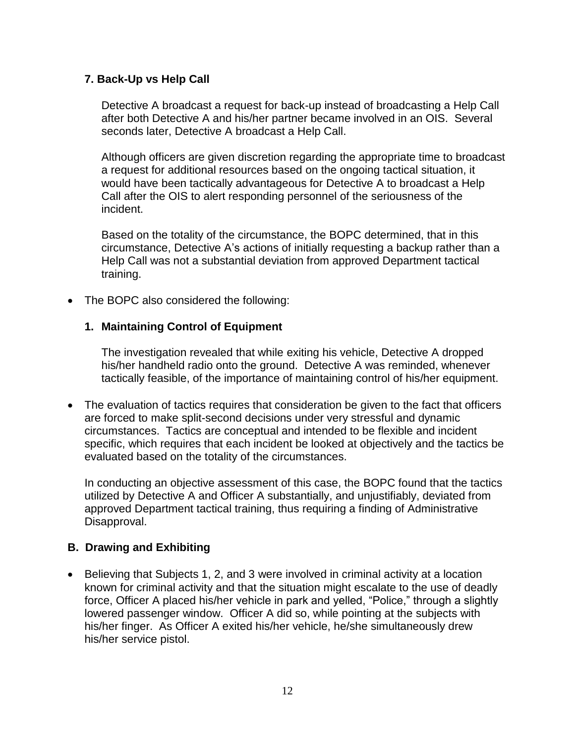**7. Back-Up vs Help Call**

Detective A broadcast a request for back-up instead of broadcasting a Help Call after both Detective A and his/her partner became involved in an OIS. Several seconds later, Detective A broadcast a Help Call.

Although officers are given discretion regarding the appropriate time to broadcast a request for additional resources based on the ongoing tactical situation, it would have been tactically advantageous for Detective A to broadcast a Help Call after the OIS to alert responding personnel of the seriousness of the incident.

Based on the totality of the circumstance, the BOPC determined, that in this circumstance, Detective A's actions of initially requesting a backup rather than a Help Call was not a substantial deviation from approved Department tactical training.

- The BOPC also considered the following:

**1. Maintaining Control of Equipment**

The investigation revealed that while exiting his vehicle, Detective A dropped his/her handheld radio onto the ground. Detective A was reminded, whenever tactically feasible, of the importance of maintaining control of his/her equipment.

- The evaluation of tactics requires that consideration be given to the fact that officers are forced to make split-second decisions under very stressful and dynamic circumstances. Tactics are conceptual and intended to be flexible and incident specific, which requires that each incident be looked at objectively and the tactics be evaluated based on the totality of the circumstances.

  In conducting an objective assessment of this case, the BOPC found that the tactics utilized by Detective A and Officer A substantially, and unjustifiably, deviated from approved Department tactical training, thus requiring a finding of Administrative Disapproval.

## B. Drawing and Exhibiting

- Believing that Subjects 1, 2, and 3 were involved in criminal activity at a location known for criminal activity and that the situation might escalate to the use of deadly force, Officer A placed his/her vehicle in park and yelled, "Police," through a slightly lowered passenger window. Officer A did so, while pointing at the subjects with his/her finger. As Officer A exited his/her vehicle, he/she simultaneously drew his/her service pistol.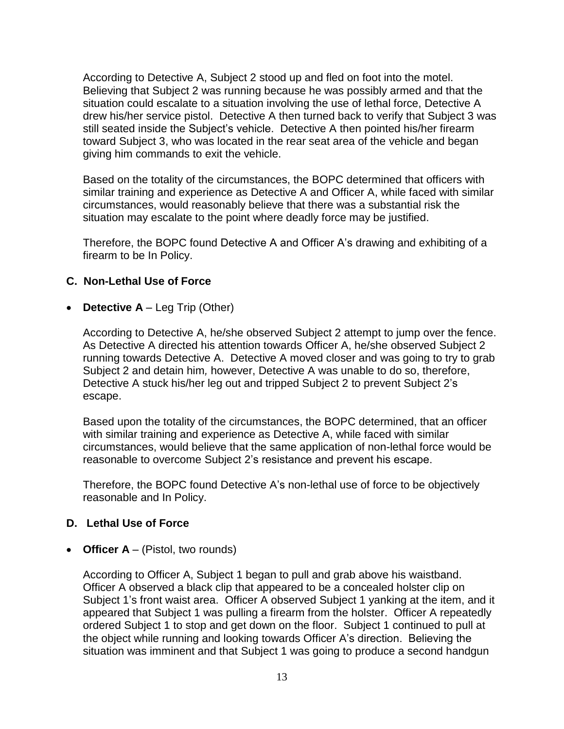According to Detective A, Subject 2 stood up and fled on foot into the motel. Believing that Subject 2 was running because he was possibly armed and that the situation could escalate to a situation involving the use of lethal force, Detective A drew his/her service pistol. Detective A then turned back to verify that Subject 3 was still seated inside the Subject's vehicle. Detective A then pointed his/her firearm toward Subject 3, who was located in the rear seat area of the vehicle and began giving him commands to exit the vehicle.

Based on the totality of the circumstances, the BOPC determined that officers with similar training and experience as Detective A and Officer A, while faced with similar circumstances, would reasonably believe that there was a substantial risk the situation may escalate to the point where deadly force may be justified.

Therefore, the BOPC found Detective A and Officer A's drawing and exhibiting of a firearm to be In Policy.

### C. Non-Lethal Use of Force

- **Detective A** – Leg Trip (Other)

According to Detective A, he/she observed Subject 2 attempt to jump over the fence. As Detective A directed his attention towards Officer A, he/she observed Subject 2 running towards Detective A. Detective A moved closer and was going to try to grab Subject 2 and detain him*,* however, Detective A was unable to do so, therefore, Detective A stuck his/her leg out and tripped Subject 2 to prevent Subject 2's escape.

Based upon the totality of the circumstances, the BOPC determined, that an officer with similar training and experience as Detective A, while faced with similar circumstances, would believe that the same application of non-lethal force would be reasonable to overcome Subject 2's resistance and prevent his escape.

Therefore, the BOPC found Detective A's non-lethal use of force to be objectively reasonable and In Policy.

### D. Lethal Use of Force

- **Officer A** – (Pistol, two rounds)

According to Officer A, Subject 1 began to pull and grab above his waistband. Officer A observed a black clip that appeared to be a concealed holster clip on Subject 1's front waist area. Officer A observed Subject 1 yanking at the item, and it appeared that Subject 1 was pulling a firearm from the holster. Officer A repeatedly ordered Subject 1 to stop and get down on the floor. Subject 1 continued to pull at the object while running and looking towards Officer A's direction. Believing the situation was imminent and that Subject 1 was going to produce a second handgun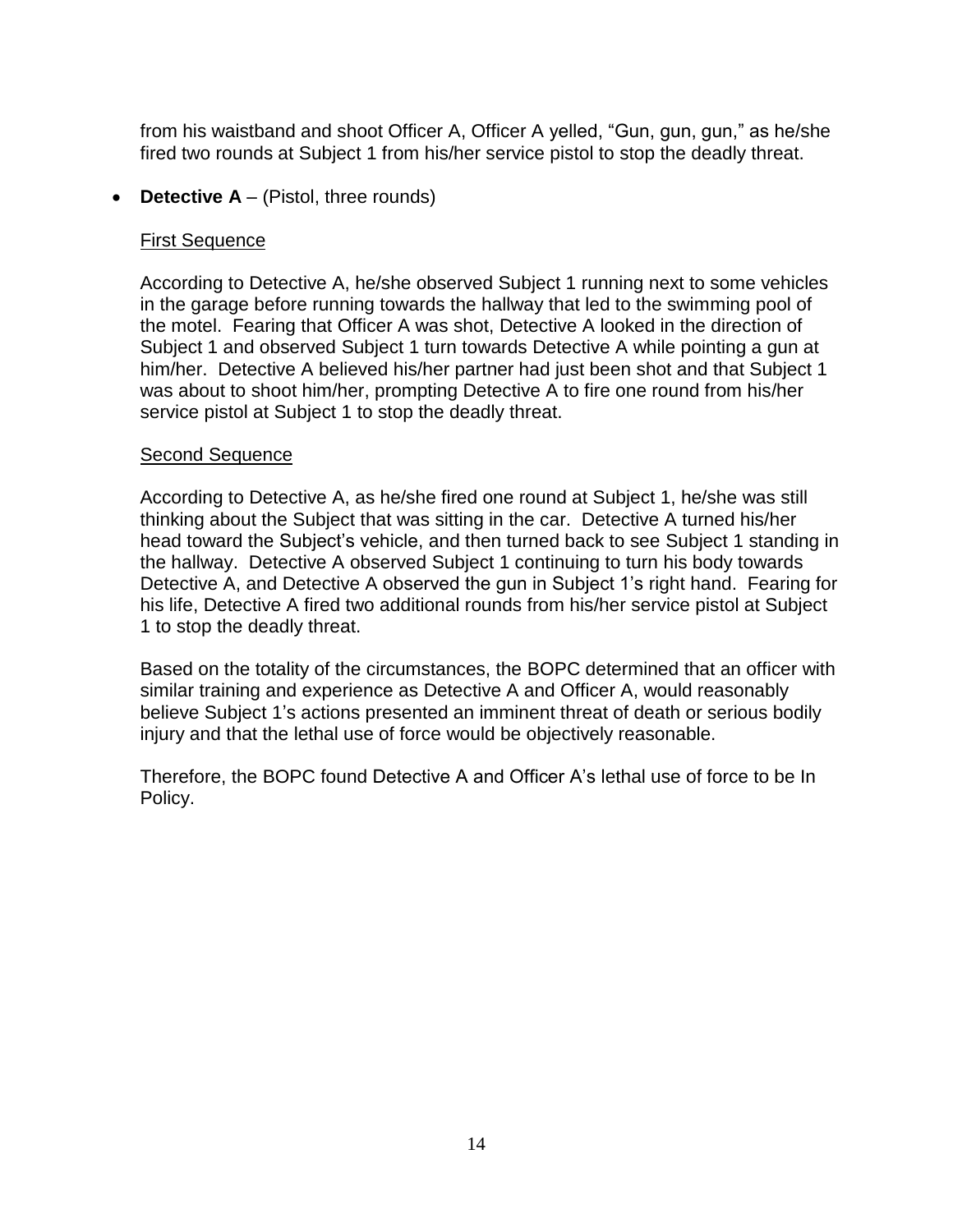from his waistband and shoot Officer A, Officer A yelled, "Gun, gun, gun," as he/she fired two rounds at Subject 1 from his/her service pistol to stop the deadly threat.

- **Detective A** – (Pistol, three rounds)

  First Sequence

  According to Detective A, he/she observed Subject 1 running next to some vehicles in the garage before running towards the hallway that led to the swimming pool of the motel. Fearing that Officer A was shot, Detective A looked in the direction of Subject 1 and observed Subject 1 turn towards Detective A while pointing a gun at him/her. Detective A believed his/her partner had just been shot and that Subject 1 was about to shoot him/her, prompting Detective A to fire one round from his/her service pistol at Subject 1 to stop the deadly threat.

  Second Sequence

  According to Detective A, as he/she fired one round at Subject 1, he/she was still thinking about the Subject that was sitting in the car. Detective A turned his/her head toward the Subject's vehicle, and then turned back to see Subject 1 standing in the hallway. Detective A observed Subject 1 continuing to turn his body towards Detective A, and Detective A observed the gun in Subject 1's right hand. Fearing for his life, Detective A fired two additional rounds from his/her service pistol at Subject 1 to stop the deadly threat.

  Based on the totality of the circumstances, the BOPC determined that an officer with similar training and experience as Detective A and Officer A, would reasonably believe Subject 1's actions presented an imminent threat of death or serious bodily injury and that the lethal use of force would be objectively reasonable.

  Therefore, the BOPC found Detective A and Officer A's lethal use of force to be In Policy.